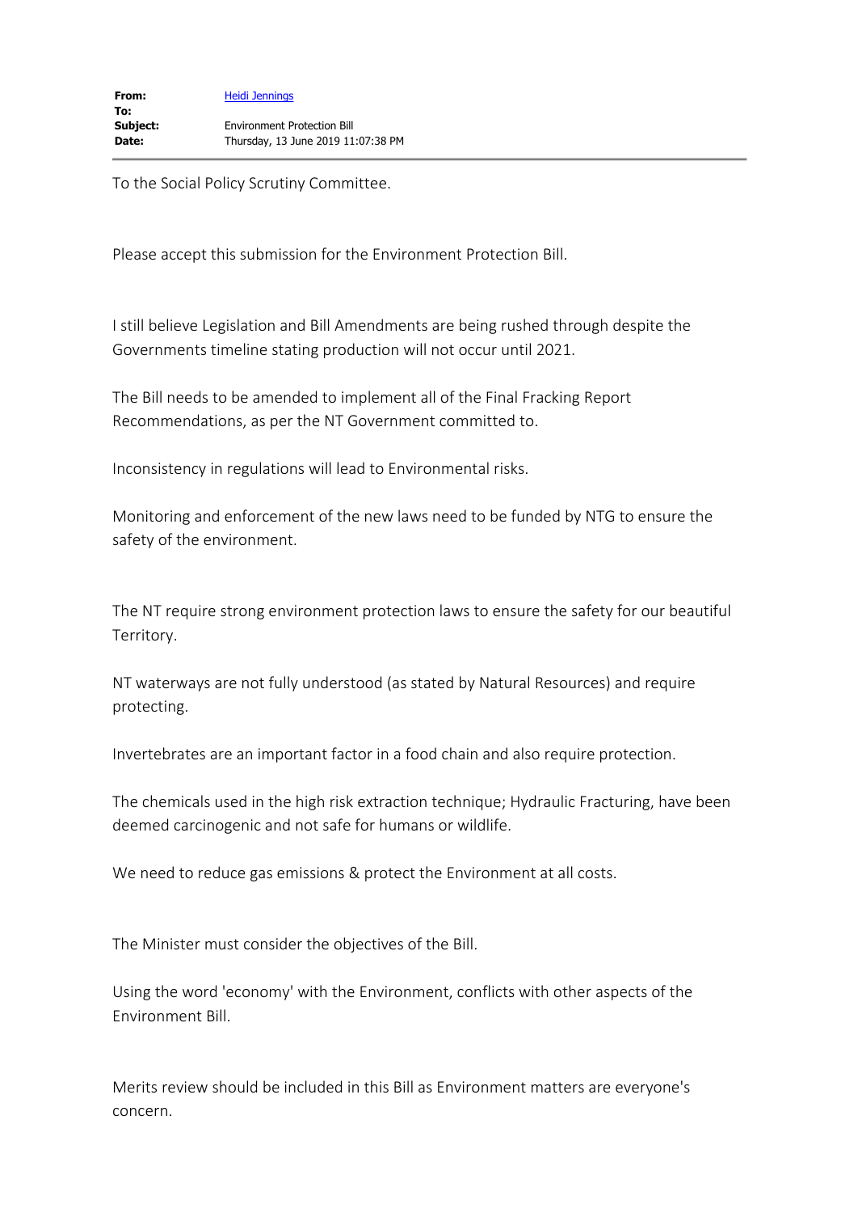**From:** Heidi Jennings
**To:**
**Subject:** Environment Protection Bill
**Date:** Thursday, 13 June 2019 11:07:38 PM

To the Social Policy Scrutiny Committee.

Please accept this submission for the Environment Protection Bill.

I still believe Legislation and Bill Amendments are being rushed through despite the Governments timeline stating production will not occur until 2021.

The Bill needs to be amended to implement all of the Final Fracking Report Recommendations, as per the NT Government committed to.

Inconsistency in regulations will lead to Environmental risks.

Monitoring and enforcement of the new laws need to be funded by NTG to ensure the safety of the environment.

The NT require strong environment protection laws to ensure the safety for our beautiful Territory.

NT waterways are not fully understood (as stated by Natural Resources) and require protecting.

Invertebrates are an important factor in a food chain and also require protection.

The chemicals used in the high risk extraction technique; Hydraulic Fracturing, have been deemed carcinogenic and not safe for humans or wildlife.

We need to reduce gas emissions & protect the Environment at all costs.

The Minister must consider the objectives of the Bill.

Using the word 'economy' with the Environment, conflicts with other aspects of the Environment Bill.

Merits review should be included in this Bill as Environment matters are everyone's concern.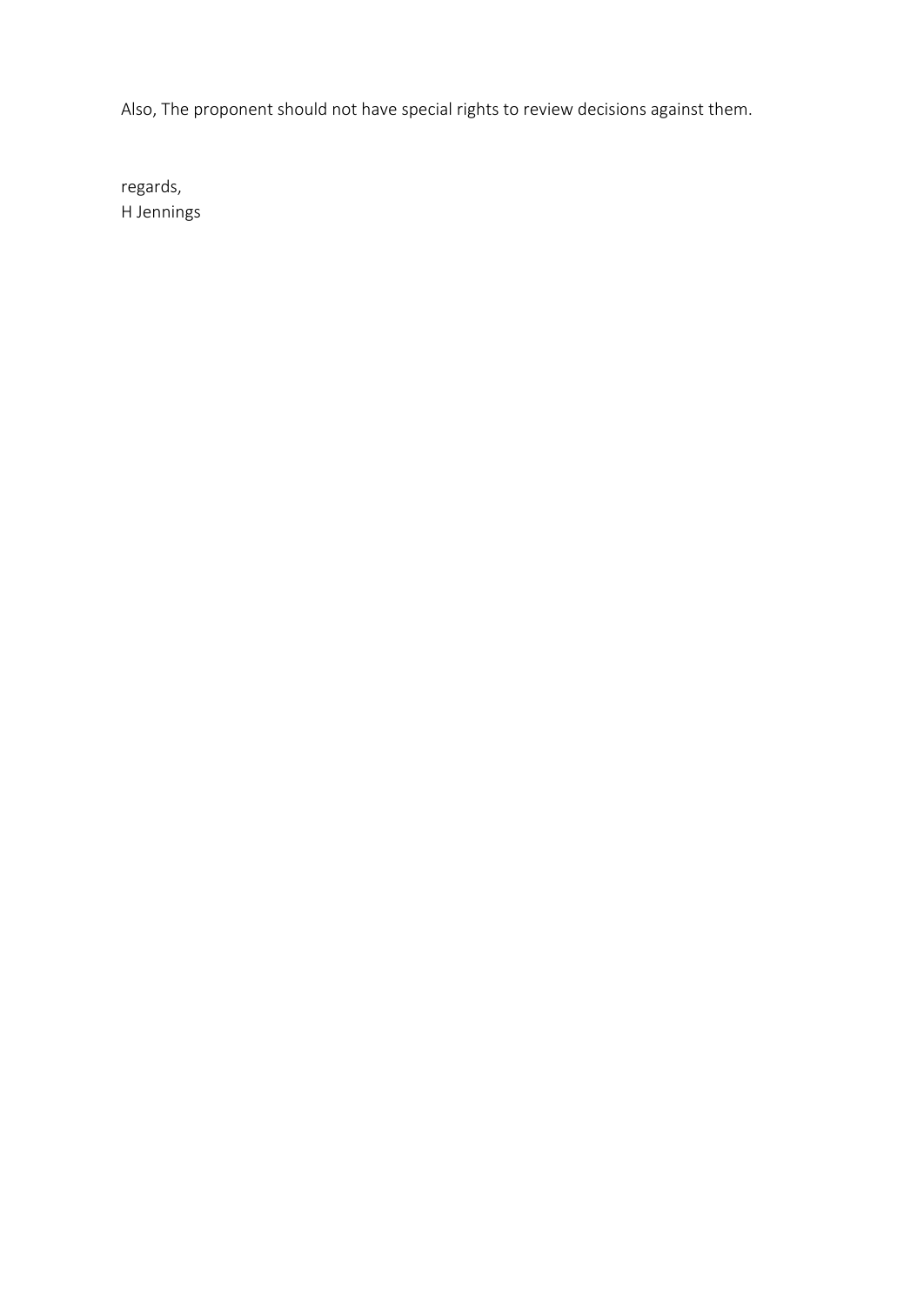Also, The proponent should not have special rights to review decisions against them.

regards,
H Jennings